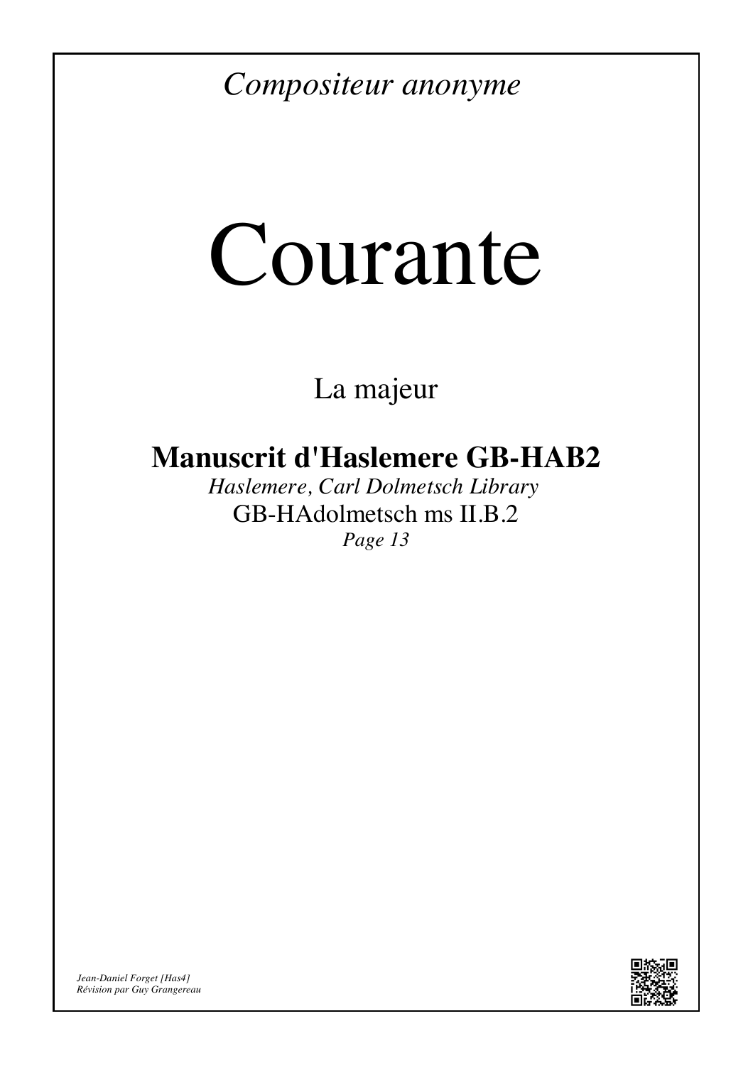*Compositeur anonyme*

# Courante

La majeur

## Manuscrit d'Haslemere GB-HAB2

*Haslemere, Carl Dolmetsch Library*

GB-HAdolmetsch ms II.B.2

*Page 13*

*Jean-Daniel Forget [Has4]*
*Révision par Guy Grangereau*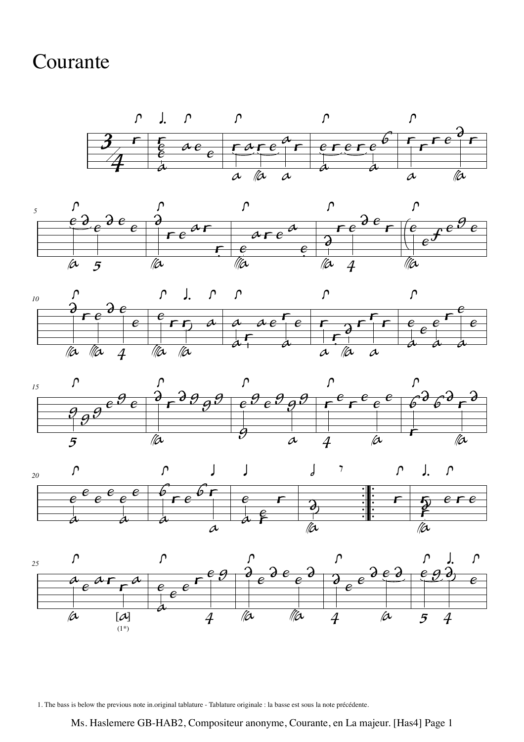# Courante

1. The bass is below the previous note in.original tablature - Tablature originale : la basse est sous la note précédente.

Ms. Haslemere GB-HAB2, Compositeur anonyme, Courante, en La majeur. [Has4] Page 1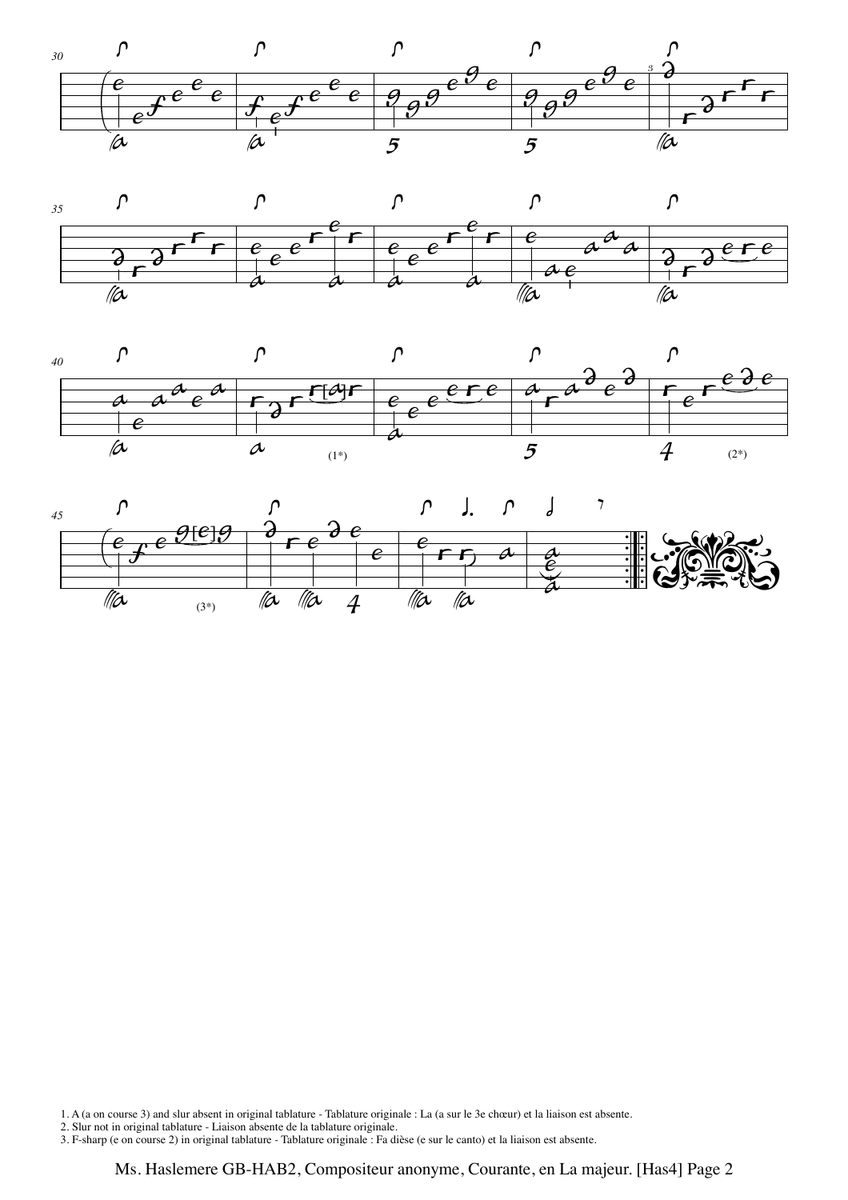1. A (a on course 3) and slur absent in original tablature - Tablature originale : La (a sur le 3e chœur) et la liaison est absente.
2. Slur not in original tablature - Liaison absente de la tablature originale.
3. F-sharp (e on course 2) in original tablature - Tablature originale : Fa dièse (e sur le canto) et la liaison est absente.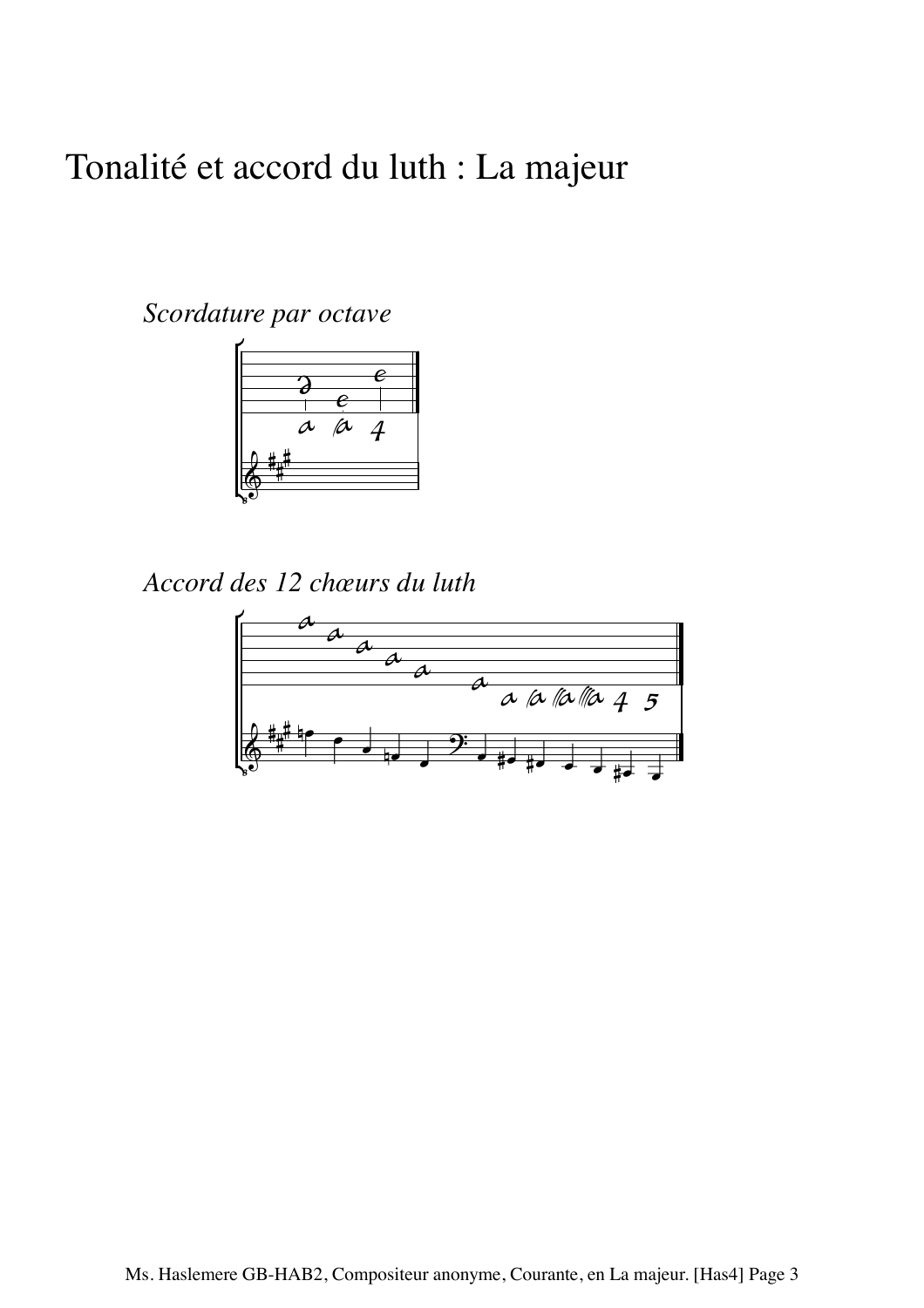# Tonalité et accord du luth : La majeur

*Scordature par octave*

*Accord des 12 chœurs du luth*